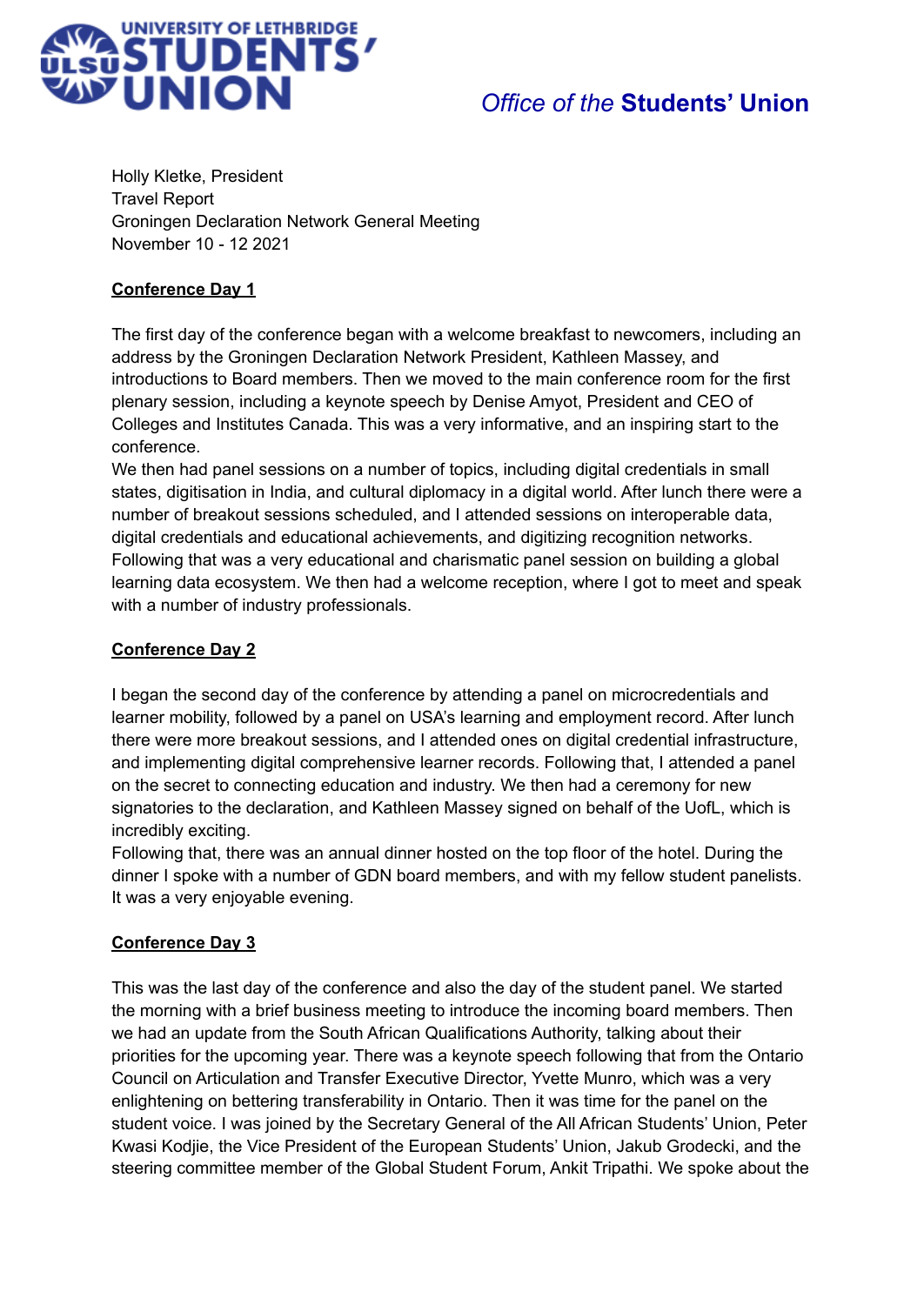UNIVERSITY OF LETHBRIDGE STUDENTS' UNION

*Office of the* **Students' Union**

Holly Kletke, President
Travel Report
Groningen Declaration Network General Meeting
November 10 - 12 2021

**<u>Conference Day 1</u>**

The first day of the conference began with a welcome breakfast to newcomers, including an address by the Groningen Declaration Network President, Kathleen Massey, and introductions to Board members. Then we moved to the main conference room for the first plenary session, including a keynote speech by Denise Amyot, President and CEO of Colleges and Institutes Canada. This was a very informative, and an inspiring start to the conference.
We then had panel sessions on a number of topics, including digital credentials in small states, digitisation in India, and cultural diplomacy in a digital world. After lunch there were a number of breakout sessions scheduled, and I attended sessions on interoperable data, digital credentials and educational achievements, and digitizing recognition networks. Following that was a very educational and charismatic panel session on building a global learning data ecosystem. We then had a welcome reception, where I got to meet and speak with a number of industry professionals.

**<u>Conference Day 2</u>**

I began the second day of the conference by attending a panel on microcredentials and learner mobility, followed by a panel on USA's learning and employment record. After lunch there were more breakout sessions, and I attended ones on digital credential infrastructure, and implementing digital comprehensive learner records. Following that, I attended a panel on the secret to connecting education and industry. We then had a ceremony for new signatories to the declaration, and Kathleen Massey signed on behalf of the UofL, which is incredibly exciting.
Following that, there was an annual dinner hosted on the top floor of the hotel. During the dinner I spoke with a number of GDN board members, and with my fellow student panelists. It was a very enjoyable evening.

**<u>Conference Day 3</u>**

This was the last day of the conference and also the day of the student panel. We started the morning with a brief business meeting to introduce the incoming board members. Then we had an update from the South African Qualifications Authority, talking about their priorities for the upcoming year. There was a keynote speech following that from the Ontario Council on Articulation and Transfer Executive Director, Yvette Munro, which was a very enlightening on bettering transferability in Ontario. Then it was time for the panel on the student voice. I was joined by the Secretary General of the All African Students' Union, Peter Kwasi Kodjie, the Vice President of the European Students' Union, Jakub Grodecki, and the steering committee member of the Global Student Forum, Ankit Tripathi. We spoke about the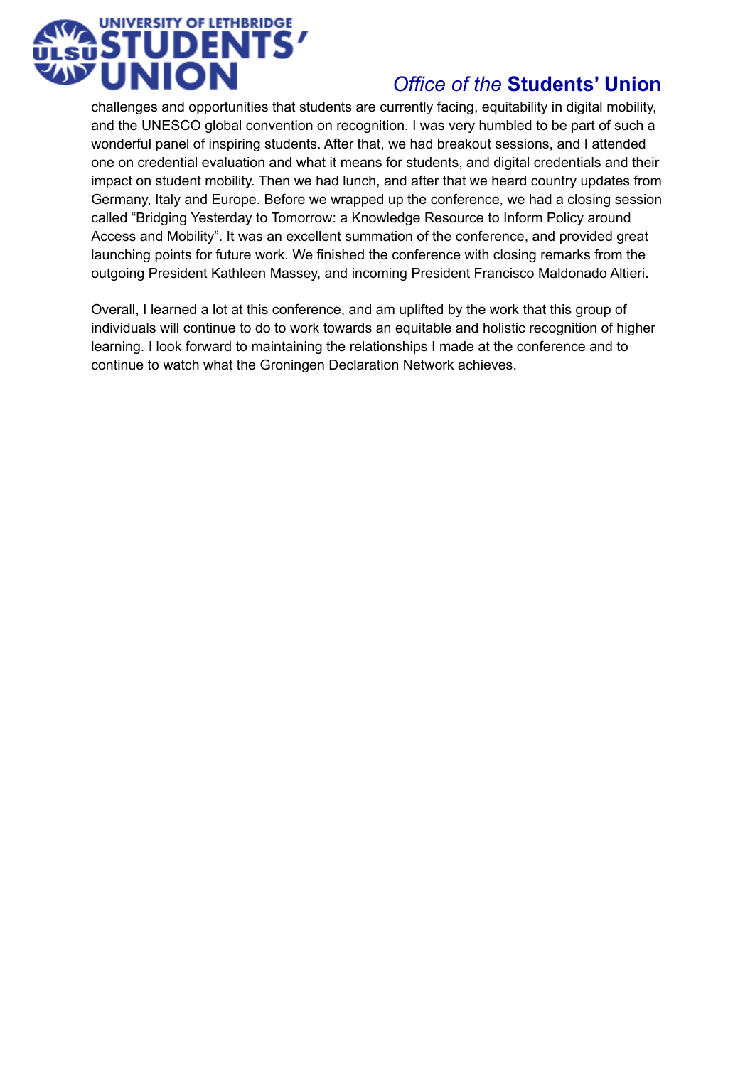challenges and opportunities that students are currently facing, equitability in digital mobility, and the UNESCO global convention on recognition. I was very humbled to be part of such a wonderful panel of inspiring students. After that, we had breakout sessions, and I attended one on credential evaluation and what it means for students, and digital credentials and their impact on student mobility. Then we had lunch, and after that we heard country updates from Germany, Italy and Europe. Before we wrapped up the conference, we had a closing session called "Bridging Yesterday to Tomorrow: a Knowledge Resource to Inform Policy around Access and Mobility". It was an excellent summation of the conference, and provided great launching points for future work. We finished the conference with closing remarks from the outgoing President Kathleen Massey, and incoming President Francisco Maldonado Altieri.

Overall, I learned a lot at this conference, and am uplifted by the work that this group of individuals will continue to do to work towards an equitable and holistic recognition of higher learning. I look forward to maintaining the relationships I made at the conference and to continue to watch what the Groningen Declaration Network achieves.